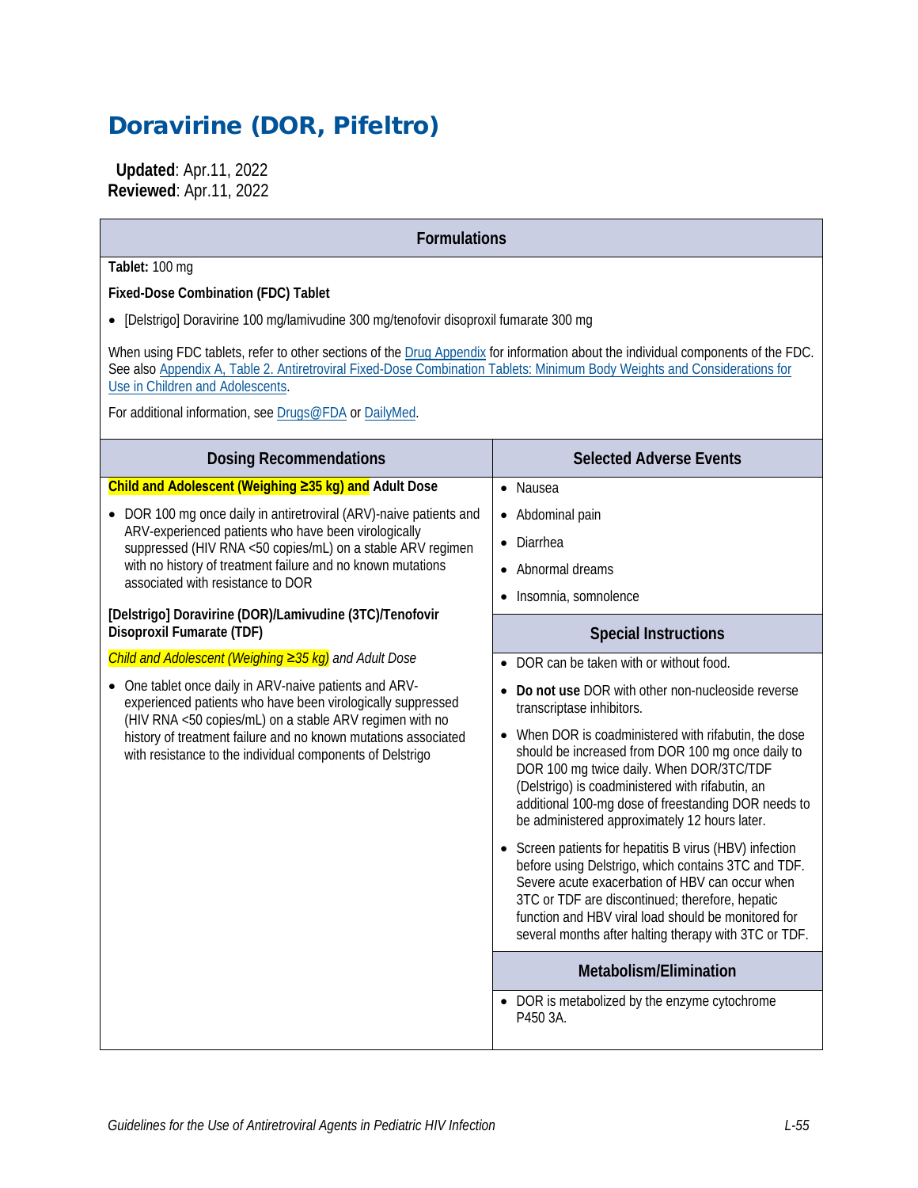# Doravirine (DOR, Pifeltro)

**Updated**: Apr.11, 2022
**Reviewed**: Apr.11, 2022

## Formulations

**Tablet:** 100 mg

**Fixed-Dose Combination (FDC) Tablet**

- [Delstrigo] Doravirine 100 mg/lamivudine 300 mg/tenofovir disoproxil fumarate 300 mg

When using FDC tablets, refer to other sections of the Drug Appendix for information about the individual components of the FDC. See also Appendix A, Table 2. Antiretroviral Fixed-Dose Combination Tablets: Minimum Body Weights and Considerations for Use in Children and Adolescents.

For additional information, see Drugs@FDA or DailyMed.

## Dosing Recommendations

**Child and Adolescent (Weighing ≥35 kg) and Adult Dose**

- DOR 100 mg once daily in antiretroviral (ARV)-naive patients and ARV-experienced patients who have been virologically suppressed (HIV RNA <50 copies/mL) on a stable ARV regimen with no history of treatment failure and no known mutations associated with resistance to DOR

**[Delstrigo] Doravirine (DOR)/Lamivudine (3TC)/Tenofovir Disoproxil Fumarate (TDF)**

*Child and Adolescent (Weighing ≥35 kg) and Adult Dose*

- One tablet once daily in ARV-naive patients and ARV-experienced patients who have been virologically suppressed (HIV RNA <50 copies/mL) on a stable ARV regimen with no history of treatment failure and no known mutations associated with resistance to the individual components of Delstrigo

## Selected Adverse Events

- Nausea
- Abdominal pain
- Diarrhea
- Abnormal dreams
- Insomnia, somnolence

## Special Instructions

- DOR can be taken with or without food.
- **Do not use** DOR with other non-nucleoside reverse transcriptase inhibitors.
- When DOR is coadministered with rifabutin, the dose should be increased from DOR 100 mg once daily to DOR 100 mg twice daily. When DOR/3TC/TDF (Delstrigo) is coadministered with rifabutin, an additional 100-mg dose of freestanding DOR needs to be administered approximately 12 hours later.
- Screen patients for hepatitis B virus (HBV) infection before using Delstrigo, which contains 3TC and TDF. Severe acute exacerbation of HBV can occur when 3TC or TDF are discontinued; therefore, hepatic function and HBV viral load should be monitored for several months after halting therapy with 3TC or TDF.

## Metabolism/Elimination

- DOR is metabolized by the enzyme cytochrome P450 3A.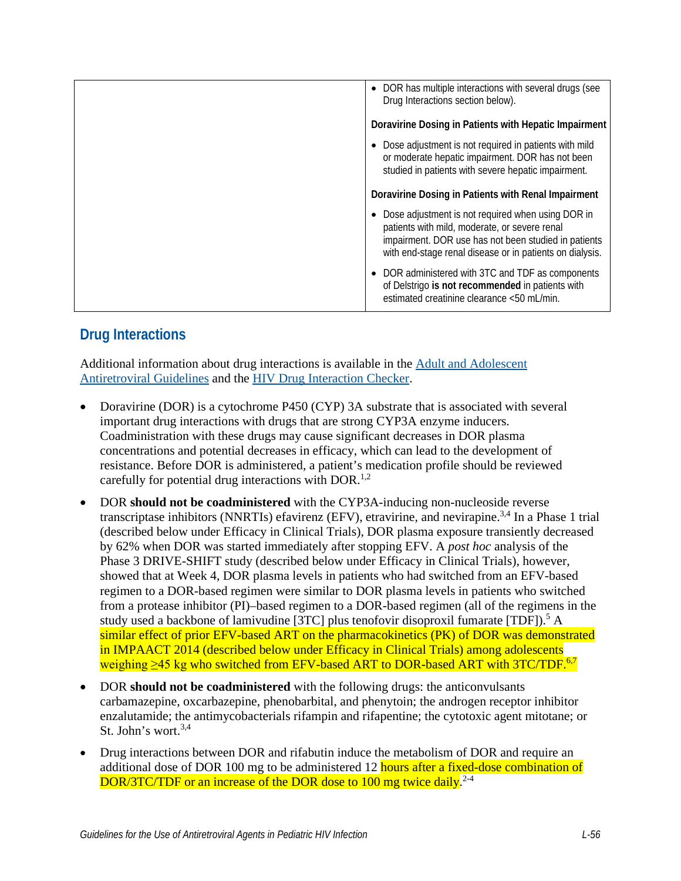| | |
|---|---|
| | • DOR has multiple interactions with several drugs (see Drug Interactions section below).<br><br>**Doravirine Dosing in Patients with Hepatic Impairment**<br><br>• Dose adjustment is not required in patients with mild or moderate hepatic impairment. DOR has not been studied in patients with severe hepatic impairment.<br><br>**Doravirine Dosing in Patients with Renal Impairment**<br><br>• Dose adjustment is not required when using DOR in patients with mild, moderate, or severe renal impairment. DOR use has not been studied in patients with end-stage renal disease or in patients on dialysis.<br><br>• DOR administered with 3TC and TDF as components of Delstrigo **is not recommended** in patients with estimated creatinine clearance <50 mL/min. |

## Drug Interactions

Additional information about drug interactions is available in the Adult and Adolescent Antiretroviral Guidelines and the HIV Drug Interaction Checker.

- Doravirine (DOR) is a cytochrome P450 (CYP) 3A substrate that is associated with several important drug interactions with drugs that are strong CYP3A enzyme inducers. Coadministration with these drugs may cause significant decreases in DOR plasma concentrations and potential decreases in efficacy, which can lead to the development of resistance. Before DOR is administered, a patient's medication profile should be reviewed carefully for potential drug interactions with DOR.[1,2]
- DOR **should not be coadministered** with the CYP3A-inducing non-nucleoside reverse transcriptase inhibitors (NNRTIs) efavirenz (EFV), etravirine, and nevirapine.[3,4] In a Phase 1 trial (described below under Efficacy in Clinical Trials), DOR plasma exposure transiently decreased by 62% when DOR was started immediately after stopping EFV. A *post hoc* analysis of the Phase 3 DRIVE-SHIFT study (described below under Efficacy in Clinical Trials), however, showed that at Week 4, DOR plasma levels in patients who had switched from an EFV-based regimen to a DOR-based regimen were similar to DOR plasma levels in patients who switched from a protease inhibitor (PI)–based regimen to a DOR-based regimen (all of the regimens in the study used a backbone of lamivudine [3TC] plus tenofovir disoproxil fumarate [TDF]).[5] A similar effect of prior EFV-based ART on the pharmacokinetics (PK) of DOR was demonstrated in IMPAACT 2014 (described below under Efficacy in Clinical Trials) among adolescents weighing ≥45 kg who switched from EFV-based ART to DOR-based ART with 3TC/TDF.[6,7]
- DOR **should not be coadministered** with the following drugs: the anticonvulsants carbamazepine, oxcarbazepine, phenobarbital, and phenytoin; the androgen receptor inhibitor enzalutamide; the antimycobacterials rifampin and rifapentine; the cytotoxic agent mitotane; or St. John's wort.[3,4]
- Drug interactions between DOR and rifabutin induce the metabolism of DOR and require an additional dose of DOR 100 mg to be administered 12 hours after a fixed-dose combination of DOR/3TC/TDF or an increase of the DOR dose to 100 mg twice daily.[2-4]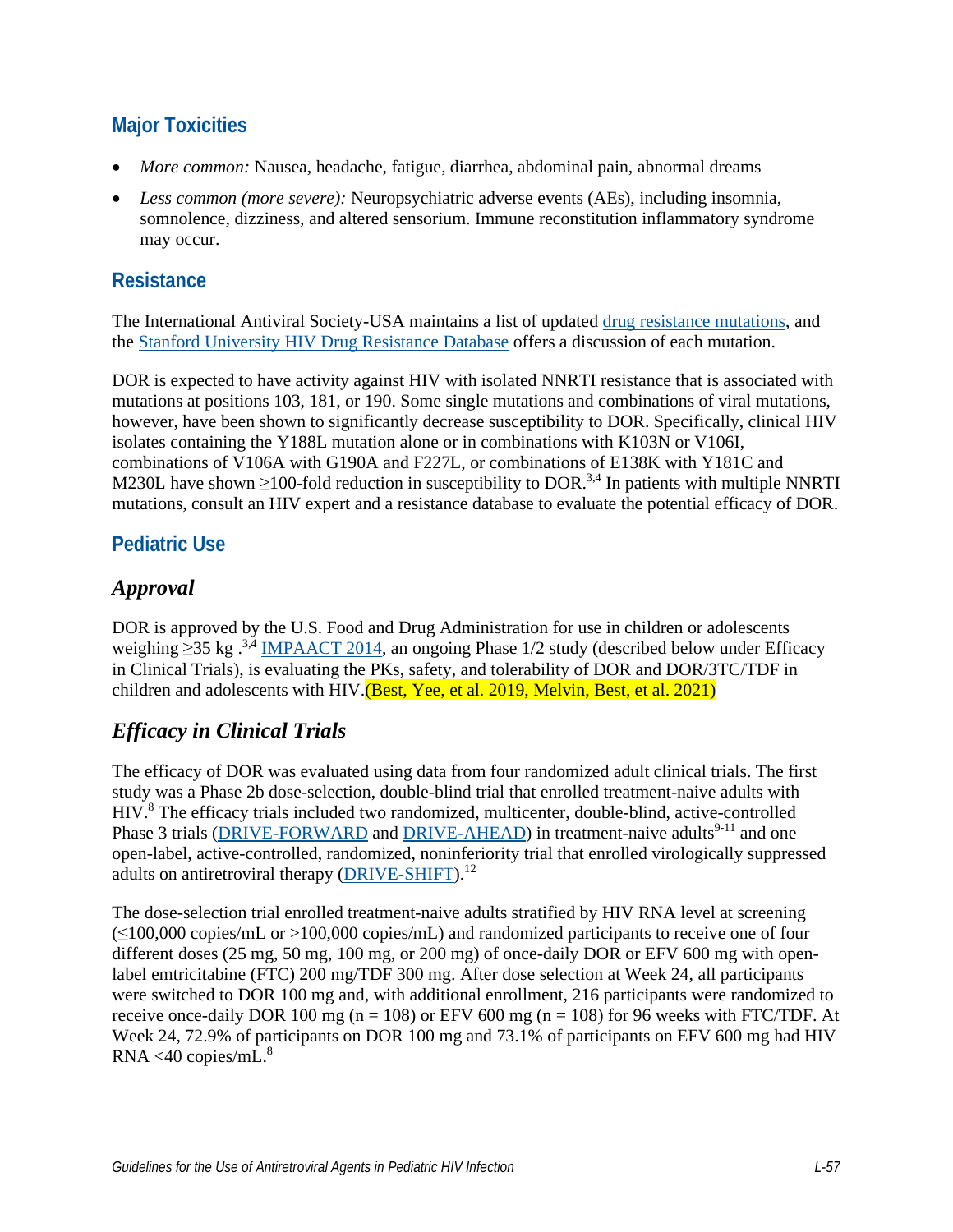## Major Toxicities

- *More common:* Nausea, headache, fatigue, diarrhea, abdominal pain, abnormal dreams
- *Less common (more severe):* Neuropsychiatric adverse events (AEs), including insomnia, somnolence, dizziness, and altered sensorium. Immune reconstitution inflammatory syndrome may occur.

## Resistance

The International Antiviral Society-USA maintains a list of updated drug resistance mutations, and the Stanford University HIV Drug Resistance Database offers a discussion of each mutation.

DOR is expected to have activity against HIV with isolated NNRTI resistance that is associated with mutations at positions 103, 181, or 190. Some single mutations and combinations of viral mutations, however, have been shown to significantly decrease susceptibility to DOR. Specifically, clinical HIV isolates containing the Y188L mutation alone or in combinations with K103N or V106I, combinations of V106A with G190A and F227L, or combinations of E138K with Y181C and M230L have shown ≥100-fold reduction in susceptibility to DOR.[3,4] In patients with multiple NNRTI mutations, consult an HIV expert and a resistance database to evaluate the potential efficacy of DOR.

## Pediatric Use

### *Approval*

DOR is approved by the U.S. Food and Drug Administration for use in children or adolescents weighing ≥35 kg .[3,4] IMPAACT 2014, an ongoing Phase 1/2 study (described below under Efficacy in Clinical Trials), is evaluating the PKs, safety, and tolerability of DOR and DOR/3TC/TDF in children and adolescents with HIV.(Best, Yee, et al. 2019, Melvin, Best, et al. 2021)

### *Efficacy in Clinical Trials*

The efficacy of DOR was evaluated using data from four randomized adult clinical trials. The first study was a Phase 2b dose-selection, double-blind trial that enrolled treatment-naive adults with HIV.[8] The efficacy trials included two randomized, multicenter, double-blind, active-controlled Phase 3 trials (DRIVE-FORWARD and DRIVE-AHEAD) in treatment-naive adults[9-11] and one open-label, active-controlled, randomized, noninferiority trial that enrolled virologically suppressed adults on antiretroviral therapy (DRIVE-SHIFT).[12]

The dose-selection trial enrolled treatment-naive adults stratified by HIV RNA level at screening (≤100,000 copies/mL or >100,000 copies/mL) and randomized participants to receive one of four different doses (25 mg, 50 mg, 100 mg, or 200 mg) of once-daily DOR or EFV 600 mg with open-label emtricitabine (FTC) 200 mg/TDF 300 mg. After dose selection at Week 24, all participants were switched to DOR 100 mg and, with additional enrollment, 216 participants were randomized to receive once-daily DOR 100 mg (n = 108) or EFV 600 mg (n = 108) for 96 weeks with FTC/TDF. At Week 24, 72.9% of participants on DOR 100 mg and 73.1% of participants on EFV 600 mg had HIV RNA <40 copies/mL.[8]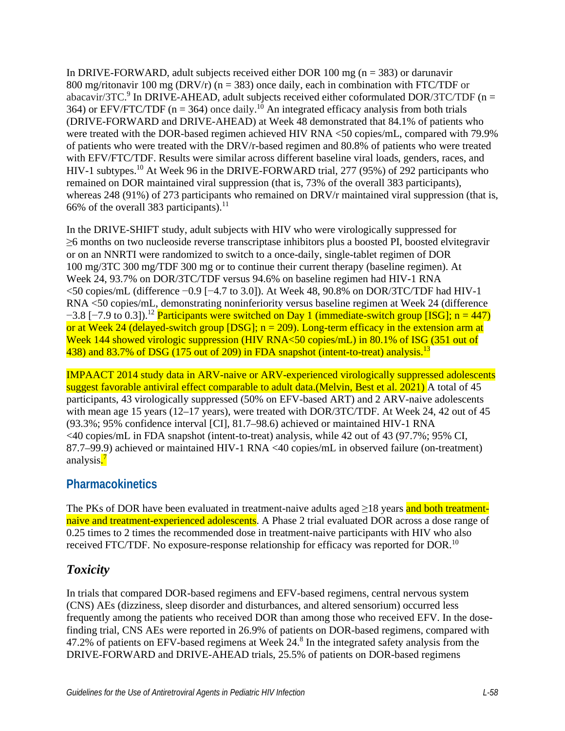In DRIVE-FORWARD, adult subjects received either DOR 100 mg (n = 383) or darunavir 800 mg/ritonavir 100 mg (DRV/r) (n = 383) once daily, each in combination with FTC/TDF or abacavir/3TC.[9] In DRIVE-AHEAD, adult subjects received either coformulated DOR/3TC/TDF (n = 364) or EFV/FTC/TDF (n = 364) once daily.[10] An integrated efficacy analysis from both trials (DRIVE-FORWARD and DRIVE-AHEAD) at Week 48 demonstrated that 84.1% of patients who were treated with the DOR-based regimen achieved HIV RNA <50 copies/mL, compared with 79.9% of patients who were treated with the DRV/r-based regimen and 80.8% of patients who were treated with EFV/FTC/TDF. Results were similar across different baseline viral loads, genders, races, and HIV-1 subtypes.[10] At Week 96 in the DRIVE-FORWARD trial, 277 (95%) of 292 participants who remained on DOR maintained viral suppression (that is, 73% of the overall 383 participants), whereas 248 (91%) of 273 participants who remained on DRV/r maintained viral suppression (that is, 66% of the overall 383 participants).[11]

In the DRIVE-SHIFT study, adult subjects with HIV who were virologically suppressed for ≥6 months on two nucleoside reverse transcriptase inhibitors plus a boosted PI, boosted elvitegravir or on an NNRTI were randomized to switch to a once-daily, single-tablet regimen of DOR 100 mg/3TC 300 mg/TDF 300 mg or to continue their current therapy (baseline regimen). At Week 24, 93.7% on DOR/3TC/TDF versus 94.6% on baseline regimen had HIV-1 RNA <50 copies/mL (difference −0.9 [−4.7 to 3.0]). At Week 48, 90.8% on DOR/3TC/TDF had HIV-1 RNA <50 copies/mL, demonstrating noninferiority versus baseline regimen at Week 24 (difference −3.8 [−7.9 to 0.3]).[12] Participants were switched on Day 1 (immediate-switch group [ISG]; n = 447) or at Week 24 (delayed-switch group [DSG]; n = 209). Long-term efficacy in the extension arm at Week 144 showed virologic suppression (HIV RNA<50 copies/mL) in 80.1% of ISG (351 out of 438) and 83.7% of DSG (175 out of 209) in FDA snapshot (intent-to-treat) analysis.[13]

IMPAACT 2014 study data in ARV-naive or ARV-experienced virologically suppressed adolescents suggest favorable antiviral effect comparable to adult data.(Melvin, Best et al. 2021) A total of 45 participants, 43 virologically suppressed (50% on EFV-based ART) and 2 ARV-naive adolescents with mean age 15 years (12–17 years), were treated with DOR/3TC/TDF. At Week 24, 42 out of 45 (93.3%; 95% confidence interval [CI], 81.7–98.6) achieved or maintained HIV-1 RNA <40 copies/mL in FDA snapshot (intent-to-treat) analysis, while 42 out of 43 (97.7%; 95% CI, 87.7–99.9) achieved or maintained HIV-1 RNA <40 copies/mL in observed failure (on-treatment) analysis.[7]

## Pharmacokinetics

The PKs of DOR have been evaluated in treatment-naive adults aged ≥18 years and both treatment-naive and treatment-experienced adolescents. A Phase 2 trial evaluated DOR across a dose range of 0.25 times to 2 times the recommended dose in treatment-naive participants with HIV who also received FTC/TDF. No exposure-response relationship for efficacy was reported for DOR.[10]

### *Toxicity*

In trials that compared DOR-based regimens and EFV-based regimens, central nervous system (CNS) AEs (dizziness, sleep disorder and disturbances, and altered sensorium) occurred less frequently among the patients who received DOR than among those who received EFV. In the dose-finding trial, CNS AEs were reported in 26.9% of patients on DOR-based regimens, compared with 47.2% of patients on EFV-based regimens at Week 24.[8] In the integrated safety analysis from the DRIVE-FORWARD and DRIVE-AHEAD trials, 25.5% of patients on DOR-based regimens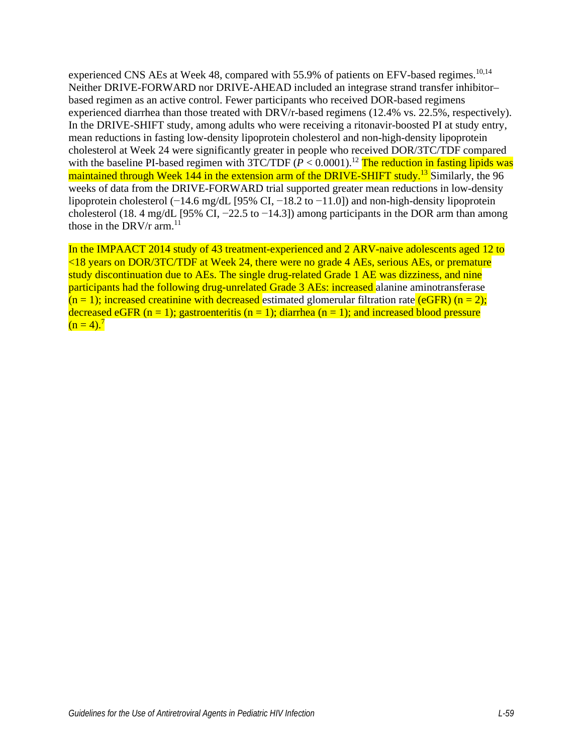experienced CNS AEs at Week 48, compared with 55.9% of patients on EFV-based regimes.[10,14] Neither DRIVE-FORWARD nor DRIVE-AHEAD included an integrase strand transfer inhibitor–based regimen as an active control. Fewer participants who received DOR-based regimens experienced diarrhea than those treated with DRV/r-based regimens (12.4% vs. 22.5%, respectively). In the DRIVE-SHIFT study, among adults who were receiving a ritonavir-boosted PI at study entry, mean reductions in fasting low-density lipoprotein cholesterol and non-high-density lipoprotein cholesterol at Week 24 were significantly greater in people who received DOR/3TC/TDF compared with the baseline PI-based regimen with 3TC/TDF ($P < 0.0001$).[12] The reduction in fasting lipids was maintained through Week 144 in the extension arm of the DRIVE-SHIFT study.[13] Similarly, the 96 weeks of data from the DRIVE-FORWARD trial supported greater mean reductions in low-density lipoprotein cholesterol (−14.6 mg/dL [95% CI, −18.2 to −11.0]) and non-high-density lipoprotein cholesterol (18. 4 mg/dL [95% CI, −22.5 to −14.3]) among participants in the DOR arm than among those in the DRV/r arm.[11]

In the IMPAACT 2014 study of 43 treatment-experienced and 2 ARV-naive adolescents aged 12 to <18 years on DOR/3TC/TDF at Week 24, there were no grade 4 AEs, serious AEs, or premature study discontinuation due to AEs. The single drug-related Grade 1 AE was dizziness, and nine participants had the following drug-unrelated Grade 3 AEs: increased alanine aminotransferase (n = 1); increased creatinine with decreased estimated glomerular filtration rate (eGFR) (n = 2); decreased eGFR (n = 1); gastroenteritis (n = 1); diarrhea (n = 1); and increased blood pressure (n = 4).[7]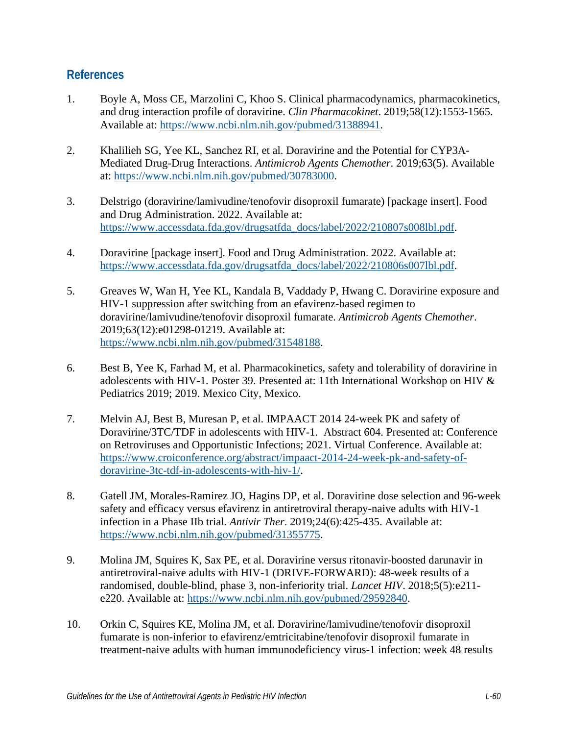## References

1. Boyle A, Moss CE, Marzolini C, Khoo S. Clinical pharmacodynamics, pharmacokinetics, and drug interaction profile of doravirine. *Clin Pharmacokinet*. 2019;58(12):1553-1565. Available at: https://www.ncbi.nlm.nih.gov/pubmed/31388941.

2. Khalilieh SG, Yee KL, Sanchez RI, et al. Doravirine and the Potential for CYP3A-Mediated Drug-Drug Interactions. *Antimicrob Agents Chemother*. 2019;63(5). Available at: https://www.ncbi.nlm.nih.gov/pubmed/30783000.

3. Delstrigo (doravirine/lamivudine/tenofovir disoproxil fumarate) [package insert]. Food and Drug Administration. 2022. Available at: https://www.accessdata.fda.gov/drugsatfda_docs/label/2022/210807s008lbl.pdf.

4. Doravirine [package insert]. Food and Drug Administration. 2022. Available at: https://www.accessdata.fda.gov/drugsatfda_docs/label/2022/210806s007lbl.pdf.

5. Greaves W, Wan H, Yee KL, Kandala B, Vaddady P, Hwang C. Doravirine exposure and HIV-1 suppression after switching from an efavirenz-based regimen to doravirine/lamivudine/tenofovir disoproxil fumarate. *Antimicrob Agents Chemother*. 2019;63(12):e01298-01219. Available at: https://www.ncbi.nlm.nih.gov/pubmed/31548188.

6. Best B, Yee K, Farhad M, et al. Pharmacokinetics, safety and tolerability of doravirine in adolescents with HIV-1. Poster 39. Presented at: 11th International Workshop on HIV & Pediatrics 2019; 2019. Mexico City, Mexico.

7. Melvin AJ, Best B, Muresan P, et al. IMPAACT 2014 24-week PK and safety of Doravirine/3TC/TDF in adolescents with HIV-1. Abstract 604. Presented at: Conference on Retroviruses and Opportunistic Infections; 2021. Virtual Conference. Available at: https://www.croiconference.org/abstract/impaact-2014-24-week-pk-and-safety-of-doravirine-3tc-tdf-in-adolescents-with-hiv-1/.

8. Gatell JM, Morales-Ramirez JO, Hagins DP, et al. Doravirine dose selection and 96-week safety and efficacy versus efavirenz in antiretroviral therapy-naive adults with HIV-1 infection in a Phase IIb trial. *Antivir Ther*. 2019;24(6):425-435. Available at: https://www.ncbi.nlm.nih.gov/pubmed/31355775.

9. Molina JM, Squires K, Sax PE, et al. Doravirine versus ritonavir-boosted darunavir in antiretroviral-naive adults with HIV-1 (DRIVE-FORWARD): 48-week results of a randomised, double-blind, phase 3, non-inferiority trial. *Lancet HIV*. 2018;5(5):e211-e220. Available at: https://www.ncbi.nlm.nih.gov/pubmed/29592840.

10. Orkin C, Squires KE, Molina JM, et al. Doravirine/lamivudine/tenofovir disoproxil fumarate is non-inferior to efavirenz/emtricitabine/tenofovir disoproxil fumarate in treatment-naive adults with human immunodeficiency virus-1 infection: week 48 results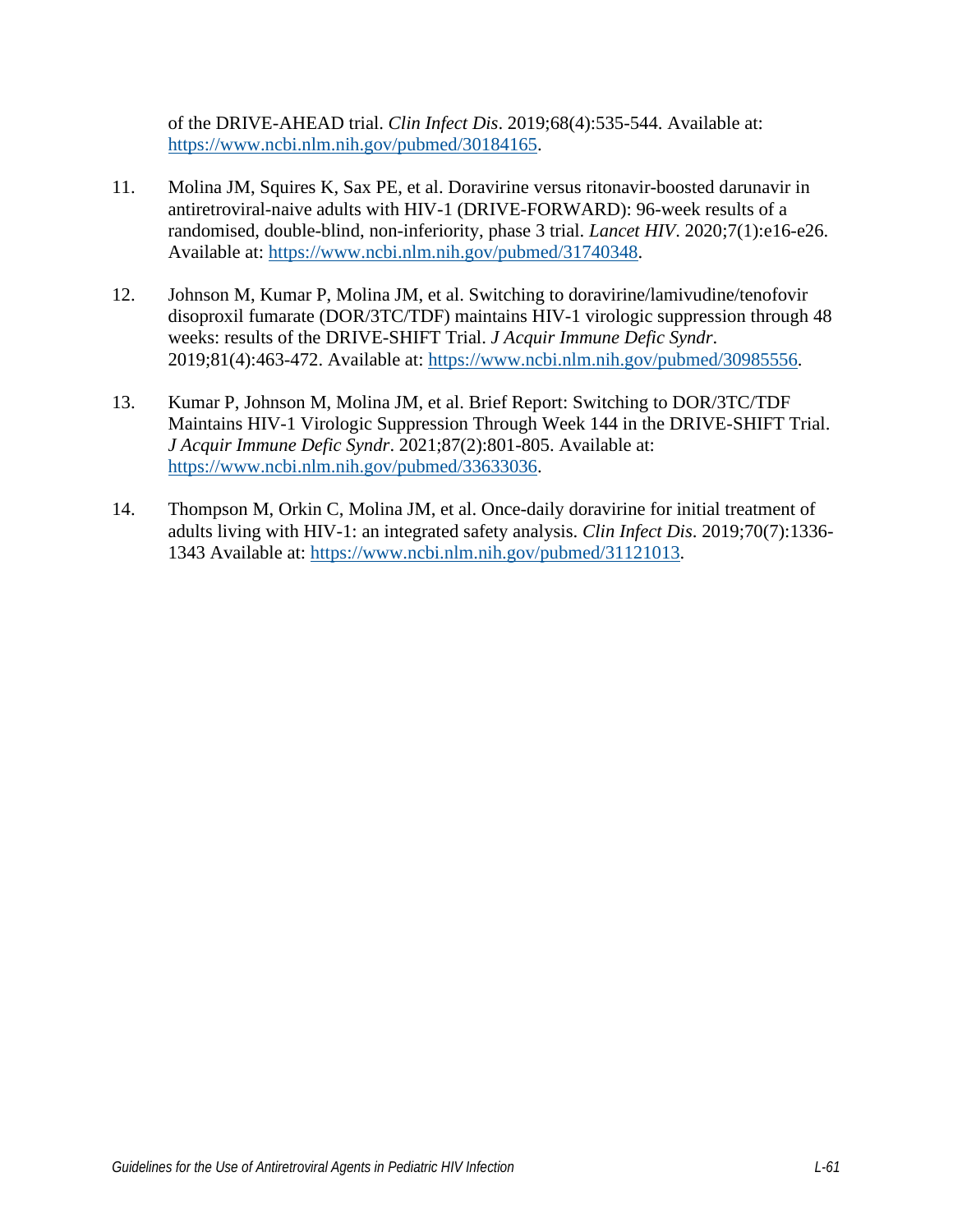of the DRIVE-AHEAD trial. *Clin Infect Dis*. 2019;68(4):535-544. Available at: https://www.ncbi.nlm.nih.gov/pubmed/30184165.

11. Molina JM, Squires K, Sax PE, et al. Doravirine versus ritonavir-boosted darunavir in antiretroviral-naive adults with HIV-1 (DRIVE-FORWARD): 96-week results of a randomised, double-blind, non-inferiority, phase 3 trial. *Lancet HIV*. 2020;7(1):e16-e26. Available at: https://www.ncbi.nlm.nih.gov/pubmed/31740348.

12. Johnson M, Kumar P, Molina JM, et al. Switching to doravirine/lamivudine/tenofovir disoproxil fumarate (DOR/3TC/TDF) maintains HIV-1 virologic suppression through 48 weeks: results of the DRIVE-SHIFT Trial. *J Acquir Immune Defic Syndr*. 2019;81(4):463-472. Available at: https://www.ncbi.nlm.nih.gov/pubmed/30985556.

13. Kumar P, Johnson M, Molina JM, et al. Brief Report: Switching to DOR/3TC/TDF Maintains HIV-1 Virologic Suppression Through Week 144 in the DRIVE-SHIFT Trial. *J Acquir Immune Defic Syndr*. 2021;87(2):801-805. Available at: https://www.ncbi.nlm.nih.gov/pubmed/33633036.

14. Thompson M, Orkin C, Molina JM, et al. Once-daily doravirine for initial treatment of adults living with HIV-1: an integrated safety analysis. *Clin Infect Dis*. 2019;70(7):1336-1343 Available at: https://www.ncbi.nlm.nih.gov/pubmed/31121013.